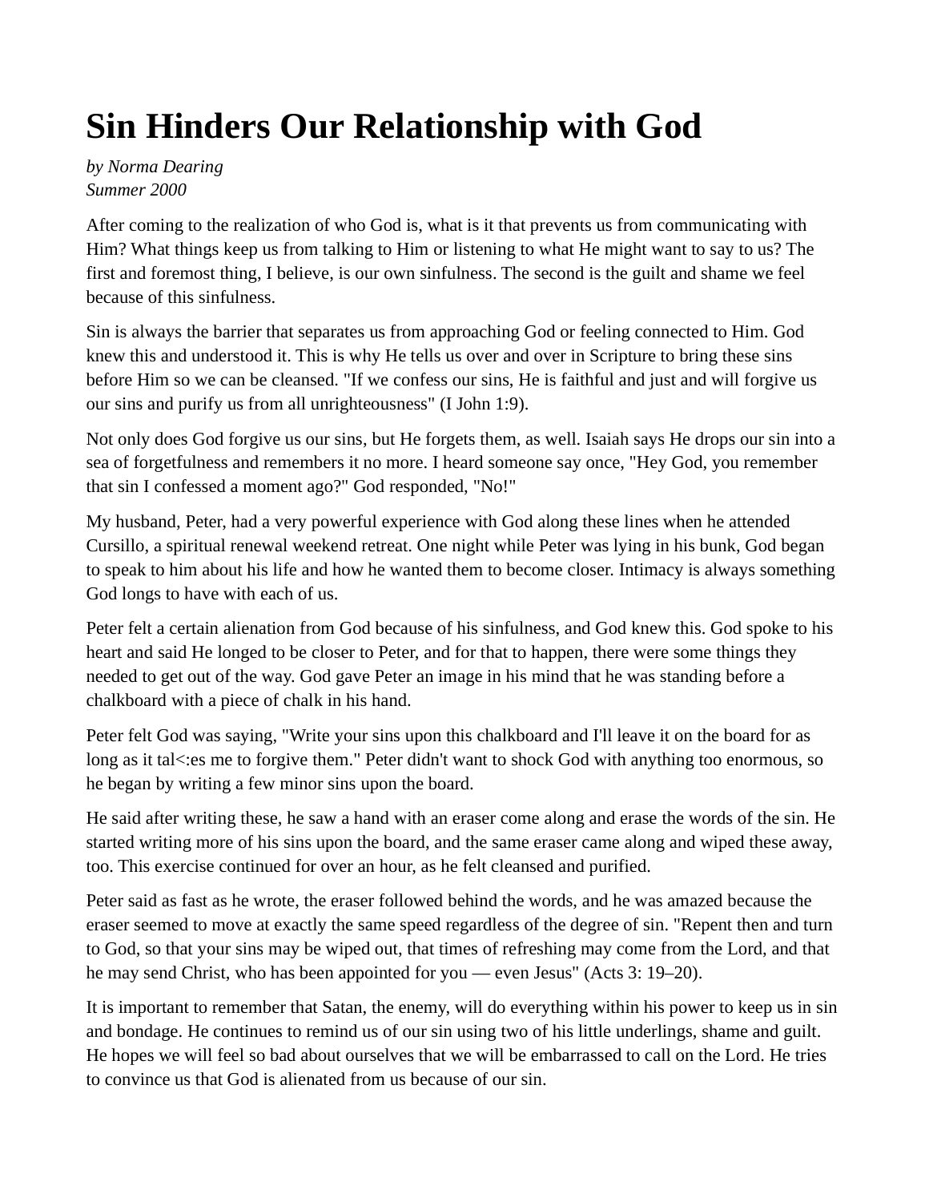# Sin Hinders Our Relationship with God

*by Norma Dearing*
*Summer 2000*

After coming to the realization of who God is, what is it that prevents us from communicating with Him? What things keep us from talking to Him or listening to what He might want to say to us? The first and foremost thing, I believe, is our own sinfulness. The second is the guilt and shame we feel because of this sinfulness.

Sin is always the barrier that separates us from approaching God or feeling connected to Him. God knew this and understood it. This is why He tells us over and over in Scripture to bring these sins before Him so we can be cleansed. "If we confess our sins, He is faithful and just and will forgive us our sins and purify us from all unrighteousness" (I John 1:9).

Not only does God forgive us our sins, but He forgets them, as well. Isaiah says He drops our sin into a sea of forgetfulness and remembers it no more. I heard someone say once, "Hey God, you remember that sin I confessed a moment ago?" God responded, "No!"

My husband, Peter, had a very powerful experience with God along these lines when he attended Cursillo, a spiritual renewal weekend retreat. One night while Peter was lying in his bunk, God began to speak to him about his life and how he wanted them to become closer. Intimacy is always something God longs to have with each of us.

Peter felt a certain alienation from God because of his sinfulness, and God knew this. God spoke to his heart and said He longed to be closer to Peter, and for that to happen, there were some things they needed to get out of the way. God gave Peter an image in his mind that he was standing before a chalkboard with a piece of chalk in his hand.

Peter felt God was saying, "Write your sins upon this chalkboard and I'll leave it on the board for as long as it tal<:es me to forgive them." Peter didn't want to shock God with anything too enormous, so he began by writing a few minor sins upon the board.

He said after writing these, he saw a hand with an eraser come along and erase the words of the sin. He started writing more of his sins upon the board, and the same eraser came along and wiped these away, too. This exercise continued for over an hour, as he felt cleansed and purified.

Peter said as fast as he wrote, the eraser followed behind the words, and he was amazed because the eraser seemed to move at exactly the same speed regardless of the degree of sin. "Repent then and turn to God, so that your sins may be wiped out, that times of refreshing may come from the Lord, and that he may send Christ, who has been appointed for you — even Jesus" (Acts 3: 19–20).

It is important to remember that Satan, the enemy, will do everything within his power to keep us in sin and bondage. He continues to remind us of our sin using two of his little underlings, shame and guilt. He hopes we will feel so bad about ourselves that we will be embarrassed to call on the Lord. He tries to convince us that God is alienated from us because of our sin.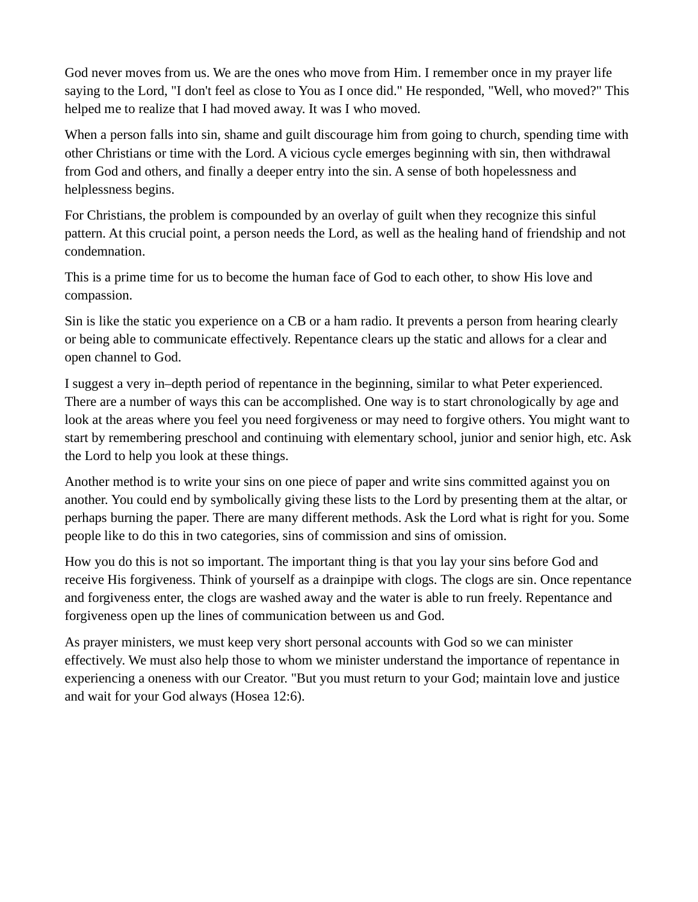God never moves from us. We are the ones who move from Him. I remember once in my prayer life saying to the Lord, "I don't feel as close to You as I once did." He responded, "Well, who moved?" This helped me to realize that I had moved away. It was I who moved.

When a person falls into sin, shame and guilt discourage him from going to church, spending time with other Christians or time with the Lord. A vicious cycle emerges beginning with sin, then withdrawal from God and others, and finally a deeper entry into the sin. A sense of both hopelessness and helplessness begins.

For Christians, the problem is compounded by an overlay of guilt when they recognize this sinful pattern. At this crucial point, a person needs the Lord, as well as the healing hand of friendship and not condemnation.

This is a prime time for us to become the human face of God to each other, to show His love and compassion.

Sin is like the static you experience on a CB or a ham radio. It prevents a person from hearing clearly or being able to communicate effectively. Repentance clears up the static and allows for a clear and open channel to God.

I suggest a very in–depth period of repentance in the beginning, similar to what Peter experienced. There are a number of ways this can be accomplished. One way is to start chronologically by age and look at the areas where you feel you need forgiveness or may need to forgive others. You might want to start by remembering preschool and continuing with elementary school, junior and senior high, etc. Ask the Lord to help you look at these things.

Another method is to write your sins on one piece of paper and write sins committed against you on another. You could end by symbolically giving these lists to the Lord by presenting them at the altar, or perhaps burning the paper. There are many different methods. Ask the Lord what is right for you. Some people like to do this in two categories, sins of commission and sins of omission.

How you do this is not so important. The important thing is that you lay your sins before God and receive His forgiveness. Think of yourself as a drainpipe with clogs. The clogs are sin. Once repentance and forgiveness enter, the clogs are washed away and the water is able to run freely. Repentance and forgiveness open up the lines of communication between us and God.

As prayer ministers, we must keep very short personal accounts with God so we can minister effectively. We must also help those to whom we minister understand the importance of repentance in experiencing a oneness with our Creator. "But you must return to your God; maintain love and justice and wait for your God always (Hosea 12:6).